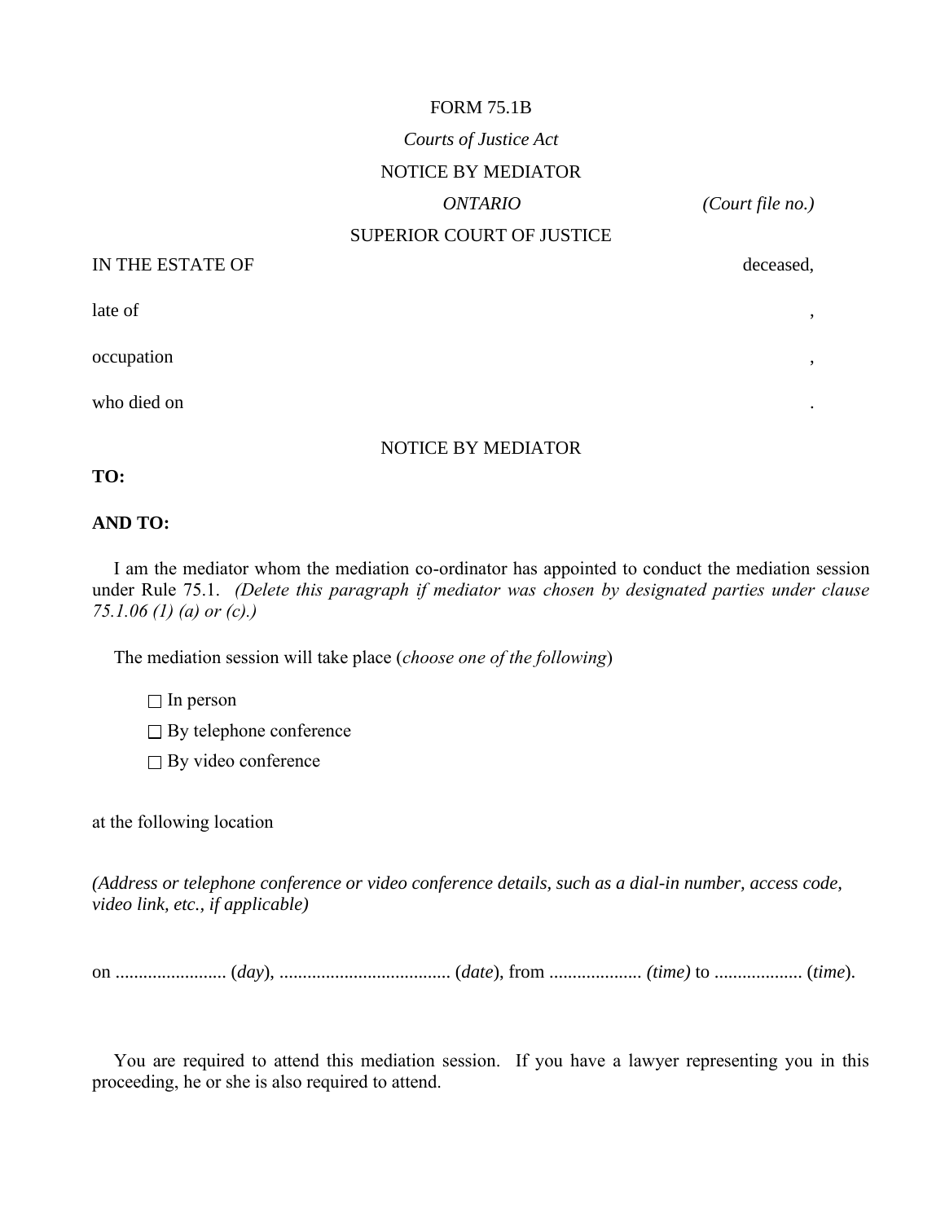FORM 75.1B

*Courts of Justice Act*

NOTICE BY MEDIATOR

*ONTARIO* *(Court file no.)*

SUPERIOR COURT OF JUSTICE

IN THE ESTATE OF deceased,

late of ,

occupation ,

who died on .

NOTICE BY MEDIATOR

**TO:**

**AND TO:**

I am the mediator whom the mediation co-ordinator has appointed to conduct the mediation session under Rule 75.1. *(Delete this paragraph if mediator was chosen by designated parties under clause 75.1.06 (1) (a) or (c).)*

The mediation session will take place (*choose one of the following*)

- ☐ In person
- ☐ By telephone conference
- ☐ By video conference

at the following location

*(Address or telephone conference or video conference details, such as a dial-in number, access code, video link, etc., if applicable)*

on ........................ (*day*), ..................................... (*date*), from .................... *(time)* to ................... (*time*).

You are required to attend this mediation session. If you have a lawyer representing you in this proceeding, he or she is also required to attend.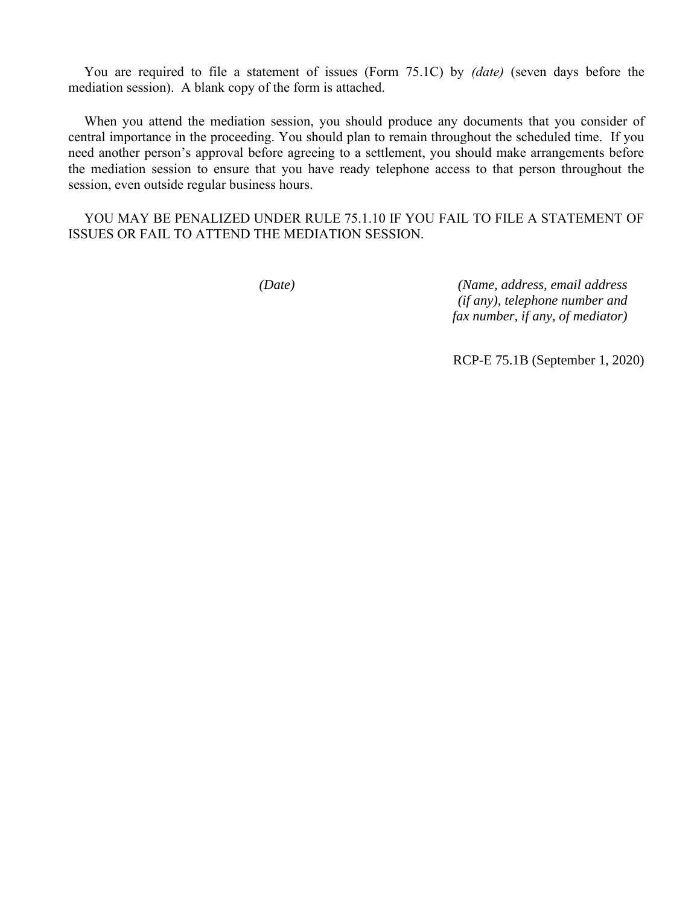You are required to file a statement of issues (Form 75.1C) by *(date)* (seven days before the mediation session). A blank copy of the form is attached.

When you attend the mediation session, you should produce any documents that you consider of central importance in the proceeding. You should plan to remain throughout the scheduled time. If you need another person's approval before agreeing to a settlement, you should make arrangements before the mediation session to ensure that you have ready telephone access to that person throughout the session, even outside regular business hours.

YOU MAY BE PENALIZED UNDER RULE 75.1.10 IF YOU FAIL TO FILE A STATEMENT OF ISSUES OR FAIL TO ATTEND THE MEDIATION SESSION.

*(Date)*

*(Name, address, email address (if any), telephone number and fax number, if any, of mediator)*

RCP-E 75.1B (September 1, 2020)